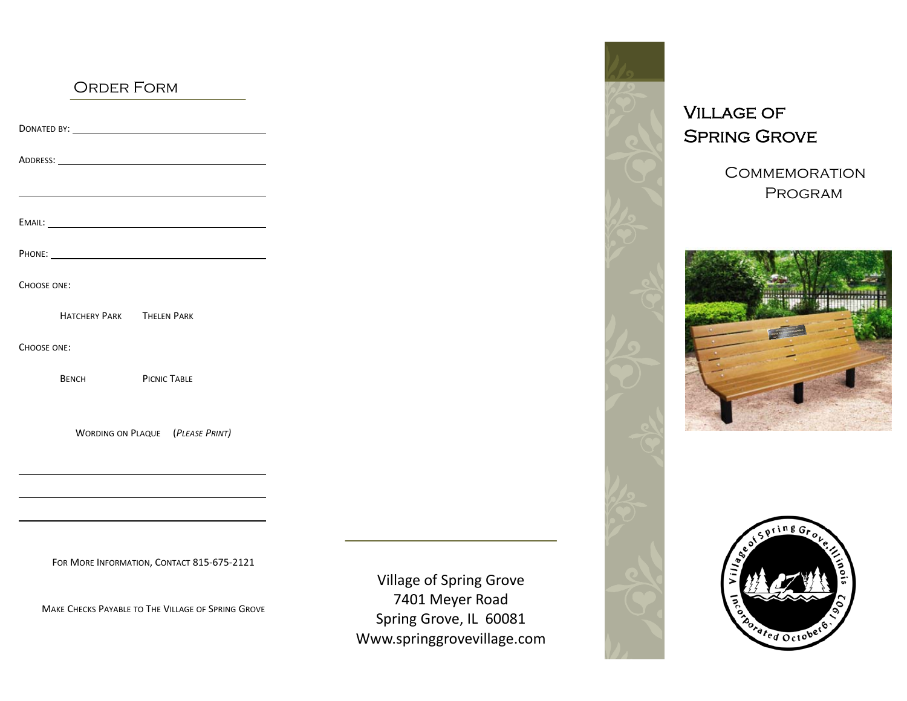## Order Form

DONATED BY: ______________________________

ADDRESS: ______________________________

______________________________

EMAIL: ______________________________

PHONE: ______________________________

CHOOSE ONE:

HATCHERY PARK     THELEN PARK

CHOOSE ONE:

BENCH     PICNIC TABLE

WORDING ON PLAQUE (*PLEASE PRINT)*

______________________________

______________________________

______________________________

FOR MORE INFORMATION, CONTACT 815-675-2121

MAKE CHECKS PAYABLE TO THE VILLAGE OF SPRING GROVE

Village of Spring Grove
7401 Meyer Road
Spring Grove, IL 60081
Www.springgrovevillage.com

# Village of Spring Grove

## Commemoration Program

Village of Spring Grove, Illinois
Incorporated October 6, 1902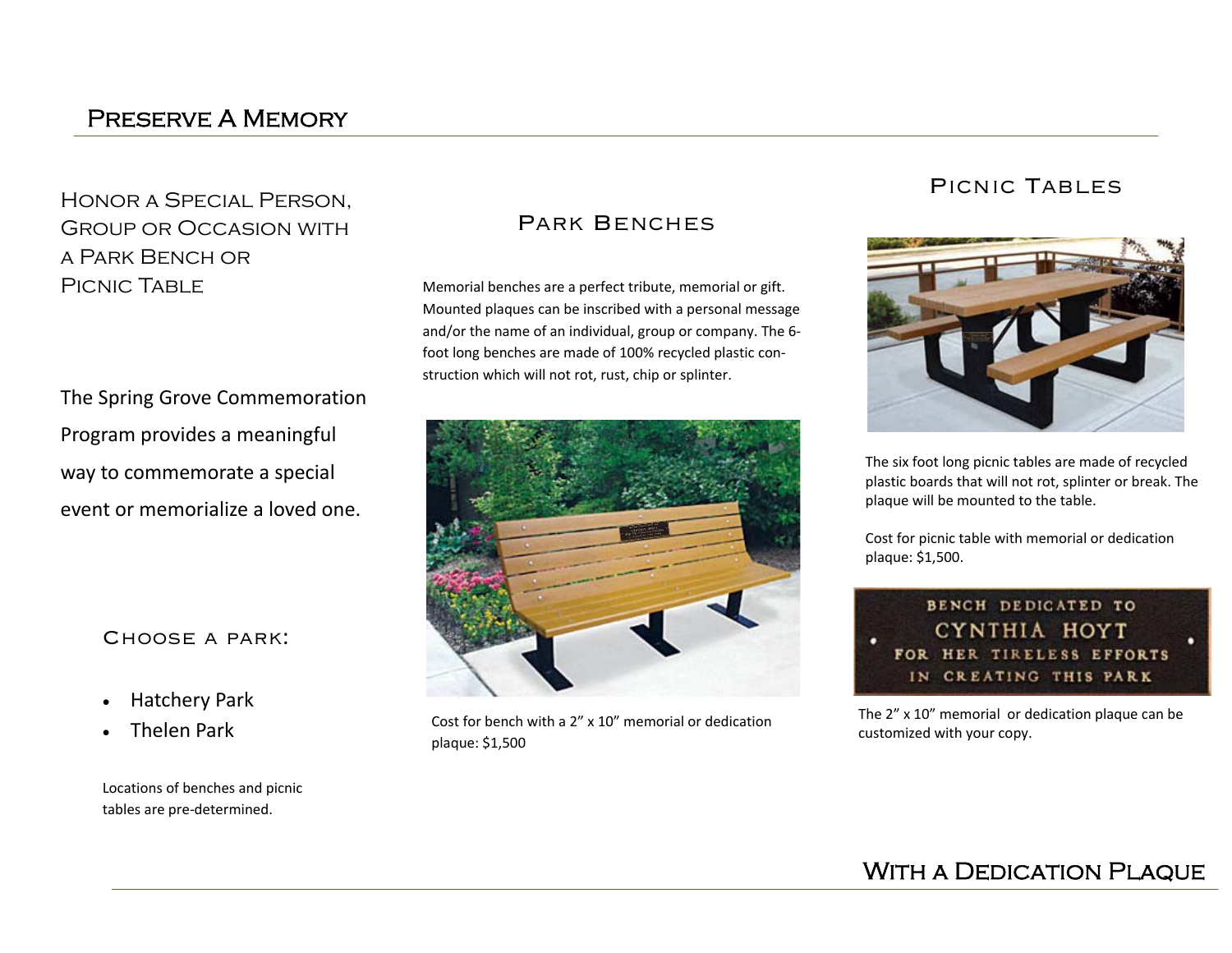# Preserve A Memory

## Honor a Special Person, Group or Occasion with a Park Bench or Picnic Table

The Spring Grove Commemoration Program provides a meaningful way to commemorate a special event or memorialize a loved one.

### Choose a park:

- Hatchery Park
- Thelen Park

Locations of benches and picnic tables are pre-determined.

## Park Benches

Memorial benches are a perfect tribute, memorial or gift. Mounted plaques can be inscribed with a personal message and/or the name of an individual, group or company. The 6-foot long benches are made of 100% recycled plastic construction which will not rot, rust, chip or splinter.

Cost for bench with a 2" x 10" memorial or dedication plaque: $1,500

## Picnic Tables

The six foot long picnic tables are made of recycled plastic boards that will not rot, splinter or break. The plaque will be mounted to the table.

Cost for picnic table with memorial or dedication plaque: $1,500.

BENCH DEDICATED TO
CYNTHIA HOYT
FOR HER TIRELESS EFFORTS
IN CREATING THIS PARK

The 2" x 10" memorial or dedication plaque can be customized with your copy.

## With a Dedication Plaque